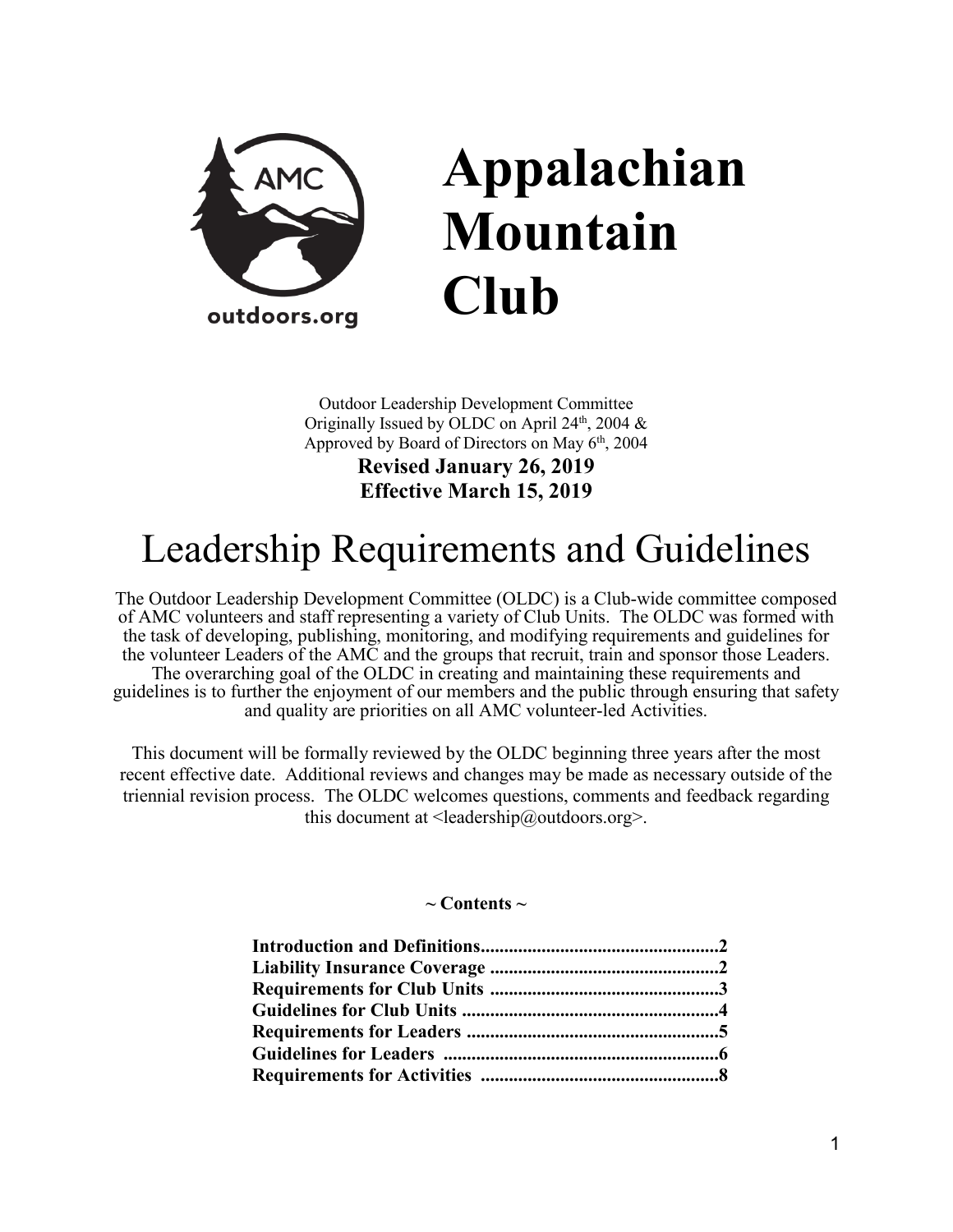# Appalachian Mountain Club

Outdoor Leadership Development Committee
Originally Issued by OLDC on April 24th, 2004 &
Approved by Board of Directors on May 6th, 2004

**Revised January 26, 2019**
**Effective March 15, 2019**

# Leadership Requirements and Guidelines

The Outdoor Leadership Development Committee (OLDC) is a Club-wide committee composed of AMC volunteers and staff representing a variety of Club Units. The OLDC was formed with the task of developing, publishing, monitoring, and modifying requirements and guidelines for the volunteer Leaders of the AMC and the groups that recruit, train and sponsor those Leaders. The overarching goal of the OLDC in creating and maintaining these requirements and guidelines is to further the enjoyment of our members and the public through ensuring that safety and quality are priorities on all AMC volunteer-led Activities.

This document will be formally reviewed by the OLDC beginning three years after the most recent effective date. Additional reviews and changes may be made as necessary outside of the triennial revision process. The OLDC welcomes questions, comments and feedback regarding this document at <leadership@outdoors.org>.

**~ Contents ~**

**Introduction and Definitions..................................................2**
**Liability Insurance Coverage ................................................2**
**Requirements for Club Units ................................................3**
**Guidelines for Club Units .......................................................4**
**Requirements for Leaders ......................................................5**
**Guidelines for Leaders ...........................................................6**
**Requirements for Activities ...................................................8**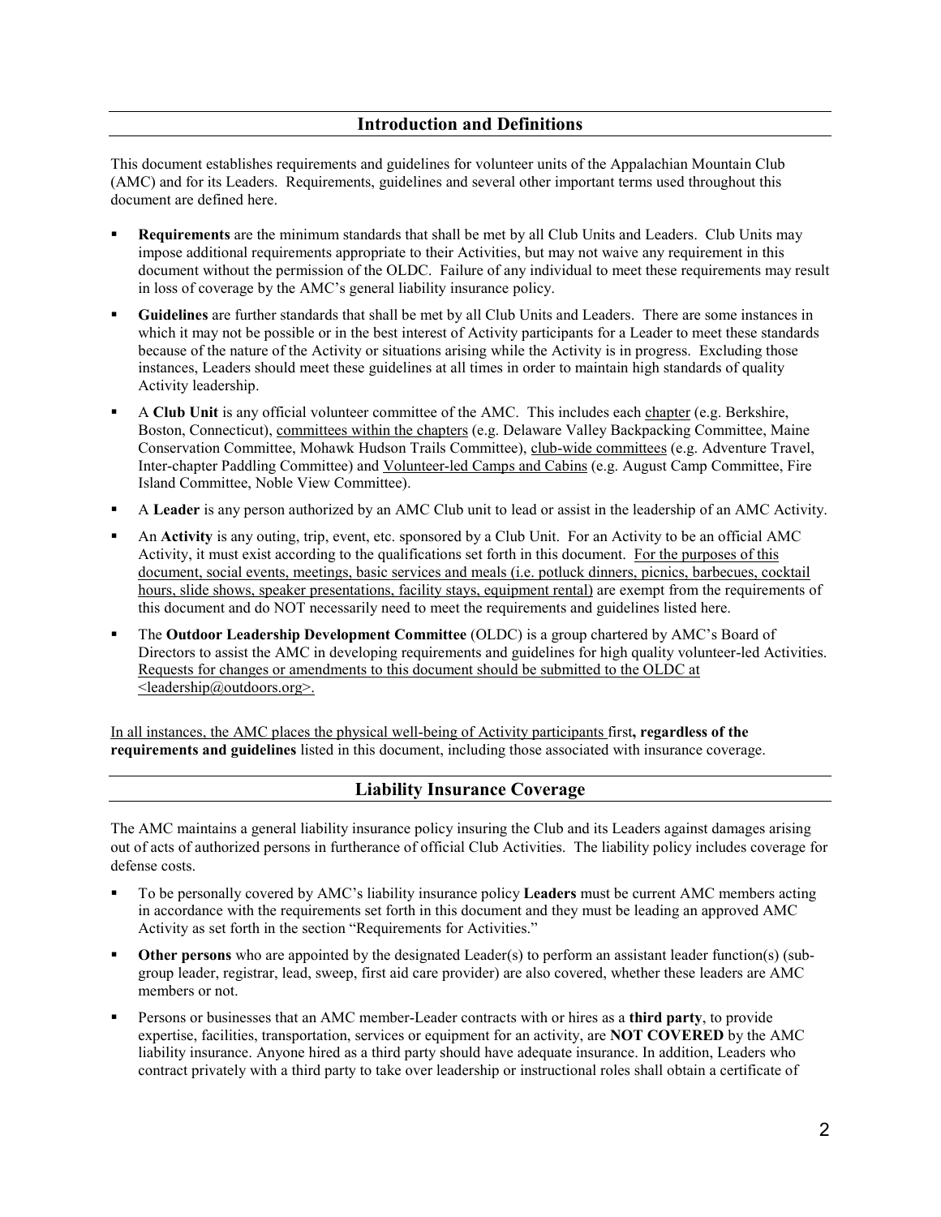## Introduction and Definitions

This document establishes requirements and guidelines for volunteer units of the Appalachian Mountain Club (AMC) and for its Leaders. Requirements, guidelines and several other important terms used throughout this document are defined here.

- **Requirements** are the minimum standards that shall be met by all Club Units and Leaders. Club Units may impose additional requirements appropriate to their Activities, but may not waive any requirement in this document without the permission of the OLDC. Failure of any individual to meet these requirements may result in loss of coverage by the AMC's general liability insurance policy.
- **Guidelines** are further standards that shall be met by all Club Units and Leaders. There are some instances in which it may not be possible or in the best interest of Activity participants for a Leader to meet these standards because of the nature of the Activity or situations arising while the Activity is in progress. Excluding those instances, Leaders should meet these guidelines at all times in order to maintain high standards of quality Activity leadership.
- A **Club Unit** is any official volunteer committee of the AMC. This includes each chapter (e.g. Berkshire, Boston, Connecticut), committees within the chapters (e.g. Delaware Valley Backpacking Committee, Maine Conservation Committee, Mohawk Hudson Trails Committee), club-wide committees (e.g. Adventure Travel, Inter-chapter Paddling Committee) and Volunteer-led Camps and Cabins (e.g. August Camp Committee, Fire Island Committee, Noble View Committee).
- A **Leader** is any person authorized by an AMC Club unit to lead or assist in the leadership of an AMC Activity.
- An **Activity** is any outing, trip, event, etc. sponsored by a Club Unit. For an Activity to be an official AMC Activity, it must exist according to the qualifications set forth in this document. For the purposes of this document, social events, meetings, basic services and meals (i.e. potluck dinners, picnics, barbecues, cocktail hours, slide shows, speaker presentations, facility stays, equipment rental) are exempt from the requirements of this document and do NOT necessarily need to meet the requirements and guidelines listed here.
- The **Outdoor Leadership Development Committee** (OLDC) is a group chartered by AMC's Board of Directors to assist the AMC in developing requirements and guidelines for high quality volunteer-led Activities. Requests for changes or amendments to this document should be submitted to the OLDC at <leadership@outdoors.org>.

In all instances, the AMC places the physical well-being of Activity participants first**, regardless of the requirements and guidelines** listed in this document, including those associated with insurance coverage.

## Liability Insurance Coverage

The AMC maintains a general liability insurance policy insuring the Club and its Leaders against damages arising out of acts of authorized persons in furtherance of official Club Activities. The liability policy includes coverage for defense costs.

- To be personally covered by AMC's liability insurance policy **Leaders** must be current AMC members acting in accordance with the requirements set forth in this document and they must be leading an approved AMC Activity as set forth in the section "Requirements for Activities."
- **Other persons** who are appointed by the designated Leader(s) to perform an assistant leader function(s) (sub-group leader, registrar, lead, sweep, first aid care provider) are also covered, whether these leaders are AMC members or not.
- Persons or businesses that an AMC member-Leader contracts with or hires as a **third party**, to provide expertise, facilities, transportation, services or equipment for an activity, are **NOT COVERED** by the AMC liability insurance. Anyone hired as a third party should have adequate insurance. In addition, Leaders who contract privately with a third party to take over leadership or instructional roles shall obtain a certificate of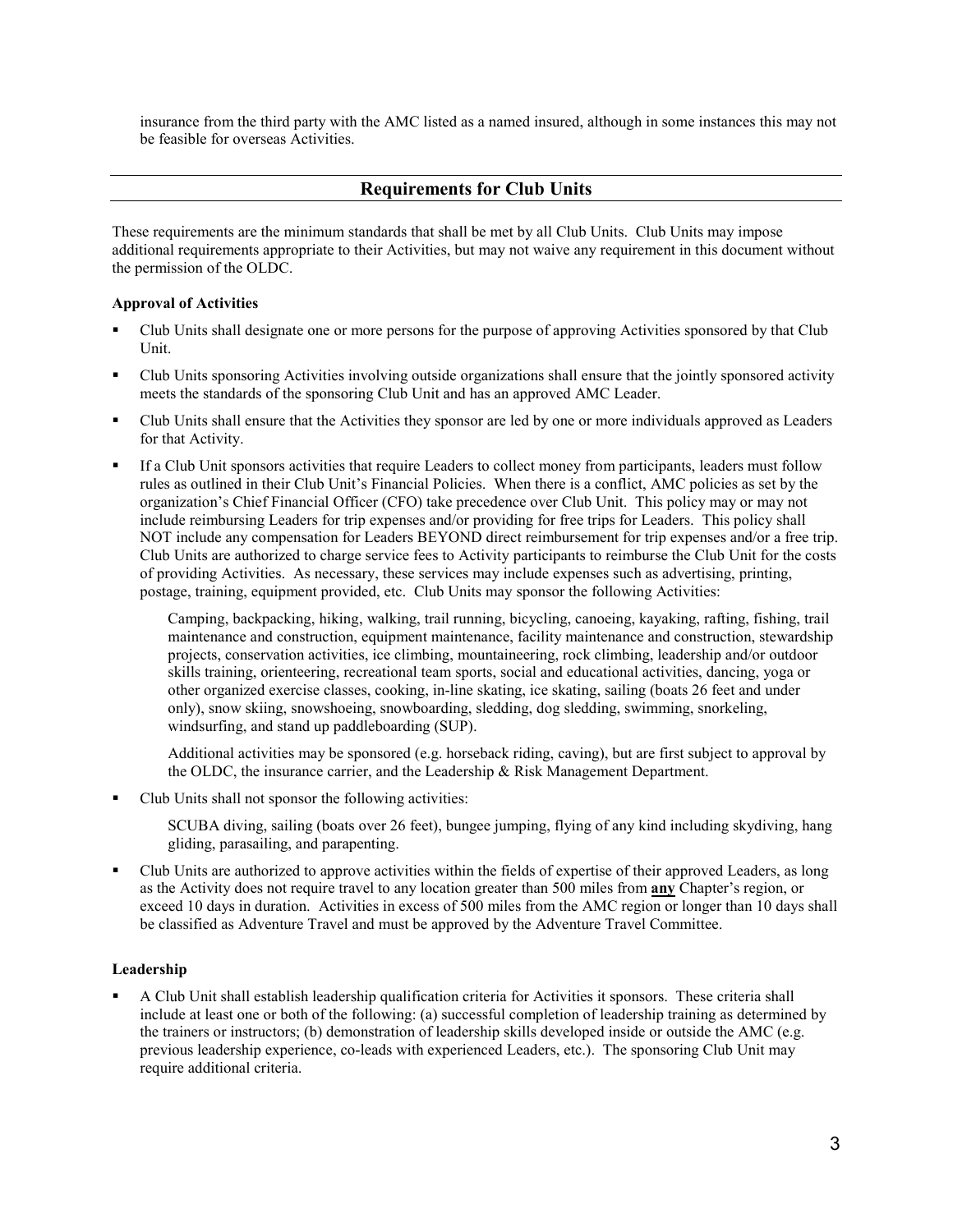insurance from the third party with the AMC listed as a named insured, although in some instances this may not be feasible for overseas Activities.

## Requirements for Club Units

These requirements are the minimum standards that shall be met by all Club Units. Club Units may impose additional requirements appropriate to their Activities, but may not waive any requirement in this document without the permission of the OLDC.

### Approval of Activities

- Club Units shall designate one or more persons for the purpose of approving Activities sponsored by that Club Unit.
- Club Units sponsoring Activities involving outside organizations shall ensure that the jointly sponsored activity meets the standards of the sponsoring Club Unit and has an approved AMC Leader.
- Club Units shall ensure that the Activities they sponsor are led by one or more individuals approved as Leaders for that Activity.
- If a Club Unit sponsors activities that require Leaders to collect money from participants, leaders must follow rules as outlined in their Club Unit's Financial Policies. When there is a conflict, AMC policies as set by the organization's Chief Financial Officer (CFO) take precedence over Club Unit. This policy may or may not include reimbursing Leaders for trip expenses and/or providing for free trips for Leaders. This policy shall NOT include any compensation for Leaders BEYOND direct reimbursement for trip expenses and/or a free trip. Club Units are authorized to charge service fees to Activity participants to reimburse the Club Unit for the costs of providing Activities. As necessary, these services may include expenses such as advertising, printing, postage, training, equipment provided, etc. Club Units may sponsor the following Activities:

  Camping, backpacking, hiking, walking, trail running, bicycling, canoeing, kayaking, rafting, fishing, trail maintenance and construction, equipment maintenance, facility maintenance and construction, stewardship projects, conservation activities, ice climbing, mountaineering, rock climbing, leadership and/or outdoor skills training, orienteering, recreational team sports, social and educational activities, dancing, yoga or other organized exercise classes, cooking, in-line skating, ice skating, sailing (boats 26 feet and under only), snow skiing, snowshoeing, snowboarding, sledding, dog sledding, swimming, snorkeling, windsurfing, and stand up paddleboarding (SUP).

  Additional activities may be sponsored (e.g. horseback riding, caving), but are first subject to approval by the OLDC, the insurance carrier, and the Leadership & Risk Management Department.

- Club Units shall not sponsor the following activities:

  SCUBA diving, sailing (boats over 26 feet), bungee jumping, flying of any kind including skydiving, hang gliding, parasailing, and parapenting.

- Club Units are authorized to approve activities within the fields of expertise of their approved Leaders, as long as the Activity does not require travel to any location greater than 500 miles from **any** Chapter's region, or exceed 10 days in duration. Activities in excess of 500 miles from the AMC region or longer than 10 days shall be classified as Adventure Travel and must be approved by the Adventure Travel Committee.

### Leadership

- A Club Unit shall establish leadership qualification criteria for Activities it sponsors. These criteria shall include at least one or both of the following: (a) successful completion of leadership training as determined by the trainers or instructors; (b) demonstration of leadership skills developed inside or outside the AMC (e.g. previous leadership experience, co-leads with experienced Leaders, etc.). The sponsoring Club Unit may require additional criteria.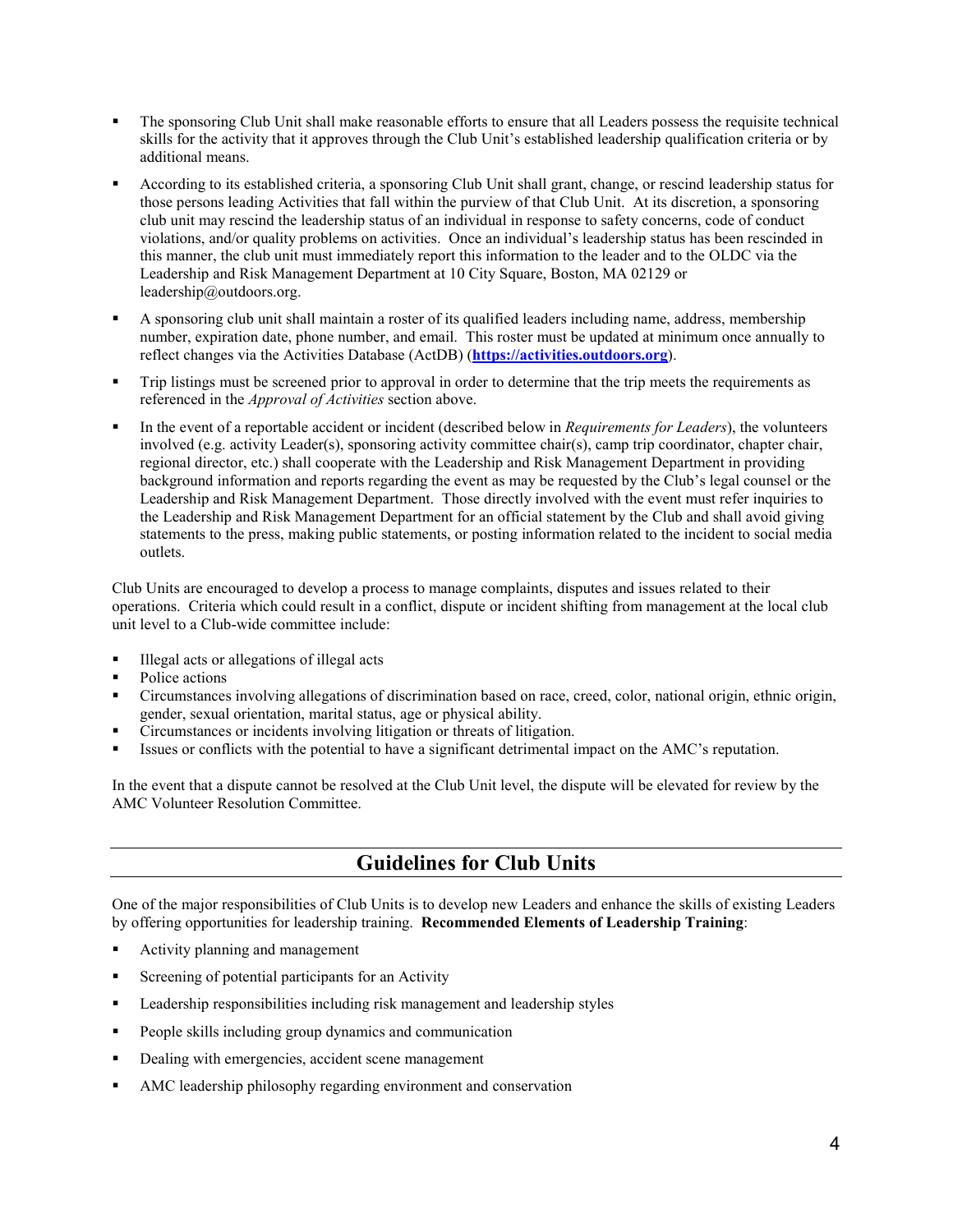- The sponsoring Club Unit shall make reasonable efforts to ensure that all Leaders possess the requisite technical skills for the activity that it approves through the Club Unit's established leadership qualification criteria or by additional means.
- According to its established criteria, a sponsoring Club Unit shall grant, change, or rescind leadership status for those persons leading Activities that fall within the purview of that Club Unit. At its discretion, a sponsoring club unit may rescind the leadership status of an individual in response to safety concerns, code of conduct violations, and/or quality problems on activities. Once an individual's leadership status has been rescinded in this manner, the club unit must immediately report this information to the leader and to the OLDC via the Leadership and Risk Management Department at 10 City Square, Boston, MA 02129 or leadership@outdoors.org.
- A sponsoring club unit shall maintain a roster of its qualified leaders including name, address, membership number, expiration date, phone number, and email. This roster must be updated at minimum once annually to reflect changes via the Activities Database (ActDB) (**[https://activities.outdoors.org](https://activities.outdoors.org)**).
- Trip listings must be screened prior to approval in order to determine that the trip meets the requirements as referenced in the *Approval of Activities* section above.
- In the event of a reportable accident or incident (described below in *Requirements for Leaders*), the volunteers involved (e.g. activity Leader(s), sponsoring activity committee chair(s), camp trip coordinator, chapter chair, regional director, etc.) shall cooperate with the Leadership and Risk Management Department in providing background information and reports regarding the event as may be requested by the Club's legal counsel or the Leadership and Risk Management Department. Those directly involved with the event must refer inquiries to the Leadership and Risk Management Department for an official statement by the Club and shall avoid giving statements to the press, making public statements, or posting information related to the incident to social media outlets.

Club Units are encouraged to develop a process to manage complaints, disputes and issues related to their operations. Criteria which could result in a conflict, dispute or incident shifting from management at the local club unit level to a Club-wide committee include:

- Illegal acts or allegations of illegal acts
- Police actions
- Circumstances involving allegations of discrimination based on race, creed, color, national origin, ethnic origin, gender, sexual orientation, marital status, age or physical ability.
- Circumstances or incidents involving litigation or threats of litigation.
- Issues or conflicts with the potential to have a significant detrimental impact on the AMC's reputation.

In the event that a dispute cannot be resolved at the Club Unit level, the dispute will be elevated for review by the AMC Volunteer Resolution Committee.

## Guidelines for Club Units

One of the major responsibilities of Club Units is to develop new Leaders and enhance the skills of existing Leaders by offering opportunities for leadership training. **Recommended Elements of Leadership Training**:

- Activity planning and management
- Screening of potential participants for an Activity
- Leadership responsibilities including risk management and leadership styles
- People skills including group dynamics and communication
- Dealing with emergencies, accident scene management
- AMC leadership philosophy regarding environment and conservation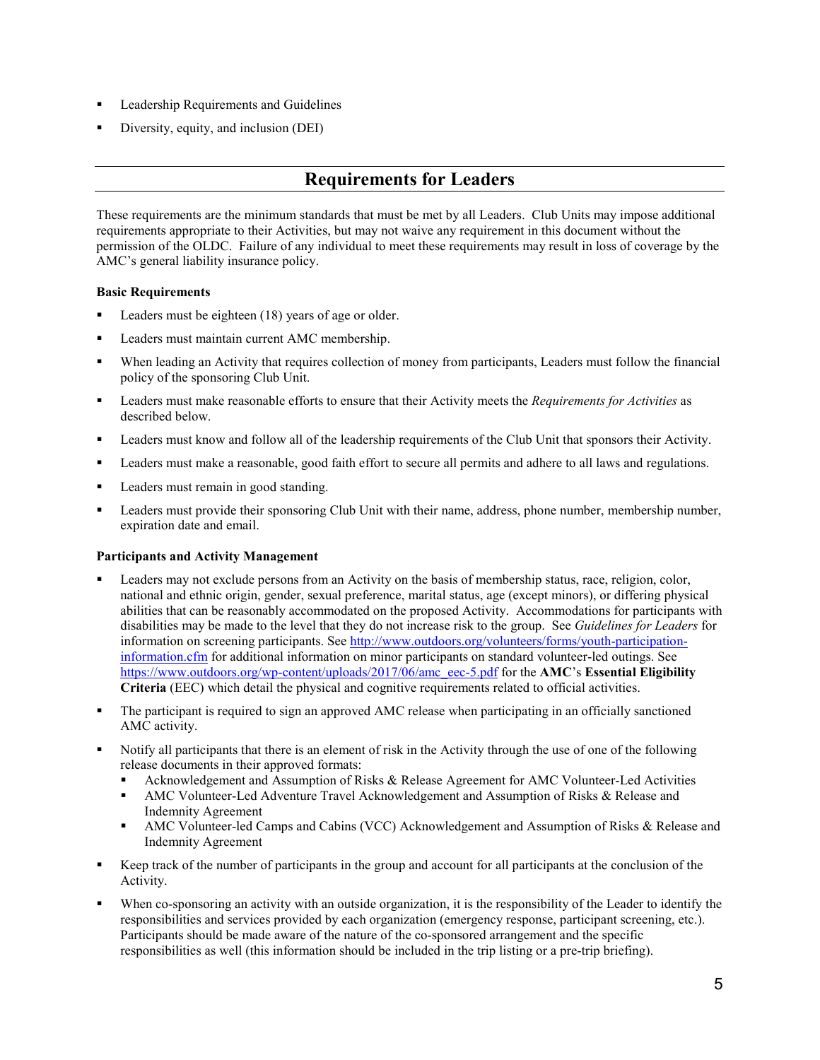- Leadership Requirements and Guidelines
- Diversity, equity, and inclusion (DEI)

## Requirements for Leaders

These requirements are the minimum standards that must be met by all Leaders. Club Units may impose additional requirements appropriate to their Activities, but may not waive any requirement in this document without the permission of the OLDC. Failure of any individual to meet these requirements may result in loss of coverage by the AMC's general liability insurance policy.

**Basic Requirements**

- Leaders must be eighteen (18) years of age or older.
- Leaders must maintain current AMC membership.
- When leading an Activity that requires collection of money from participants, Leaders must follow the financial policy of the sponsoring Club Unit.
- Leaders must make reasonable efforts to ensure that their Activity meets the *Requirements for Activities* as described below.
- Leaders must know and follow all of the leadership requirements of the Club Unit that sponsors their Activity.
- Leaders must make a reasonable, good faith effort to secure all permits and adhere to all laws and regulations.
- Leaders must remain in good standing.
- Leaders must provide their sponsoring Club Unit with their name, address, phone number, membership number, expiration date and email.

**Participants and Activity Management**

- Leaders may not exclude persons from an Activity on the basis of membership status, race, religion, color, national and ethnic origin, gender, sexual preference, marital status, age (except minors), or differing physical abilities that can be reasonably accommodated on the proposed Activity. Accommodations for participants with disabilities may be made to the level that they do not increase risk to the group. See *Guidelines for Leaders* for information on screening participants. See [http://www.outdoors.org/volunteers/forms/youth-participation-information.cfm](http://www.outdoors.org/volunteers/forms/youth-participation-information.cfm) for additional information on minor participants on standard volunteer-led outings. See [https://www.outdoors.org/wp-content/uploads/2017/06/amc_eec-5.pdf](https://www.outdoors.org/wp-content/uploads/2017/06/amc_eec-5.pdf) for the **AMC**'s **Essential Eligibility Criteria** (EEC) which detail the physical and cognitive requirements related to official activities.
- The participant is required to sign an approved AMC release when participating in an officially sanctioned AMC activity.
- Notify all participants that there is an element of risk in the Activity through the use of one of the following release documents in their approved formats:
  - Acknowledgement and Assumption of Risks & Release Agreement for AMC Volunteer-Led Activities
  - AMC Volunteer-Led Adventure Travel Acknowledgement and Assumption of Risks & Release and Indemnity Agreement
  - AMC Volunteer-led Camps and Cabins (VCC) Acknowledgement and Assumption of Risks & Release and Indemnity Agreement
- Keep track of the number of participants in the group and account for all participants at the conclusion of the Activity.
- When co-sponsoring an activity with an outside organization, it is the responsibility of the Leader to identify the responsibilities and services provided by each organization (emergency response, participant screening, etc.). Participants should be made aware of the nature of the co-sponsored arrangement and the specific responsibilities as well (this information should be included in the trip listing or a pre-trip briefing).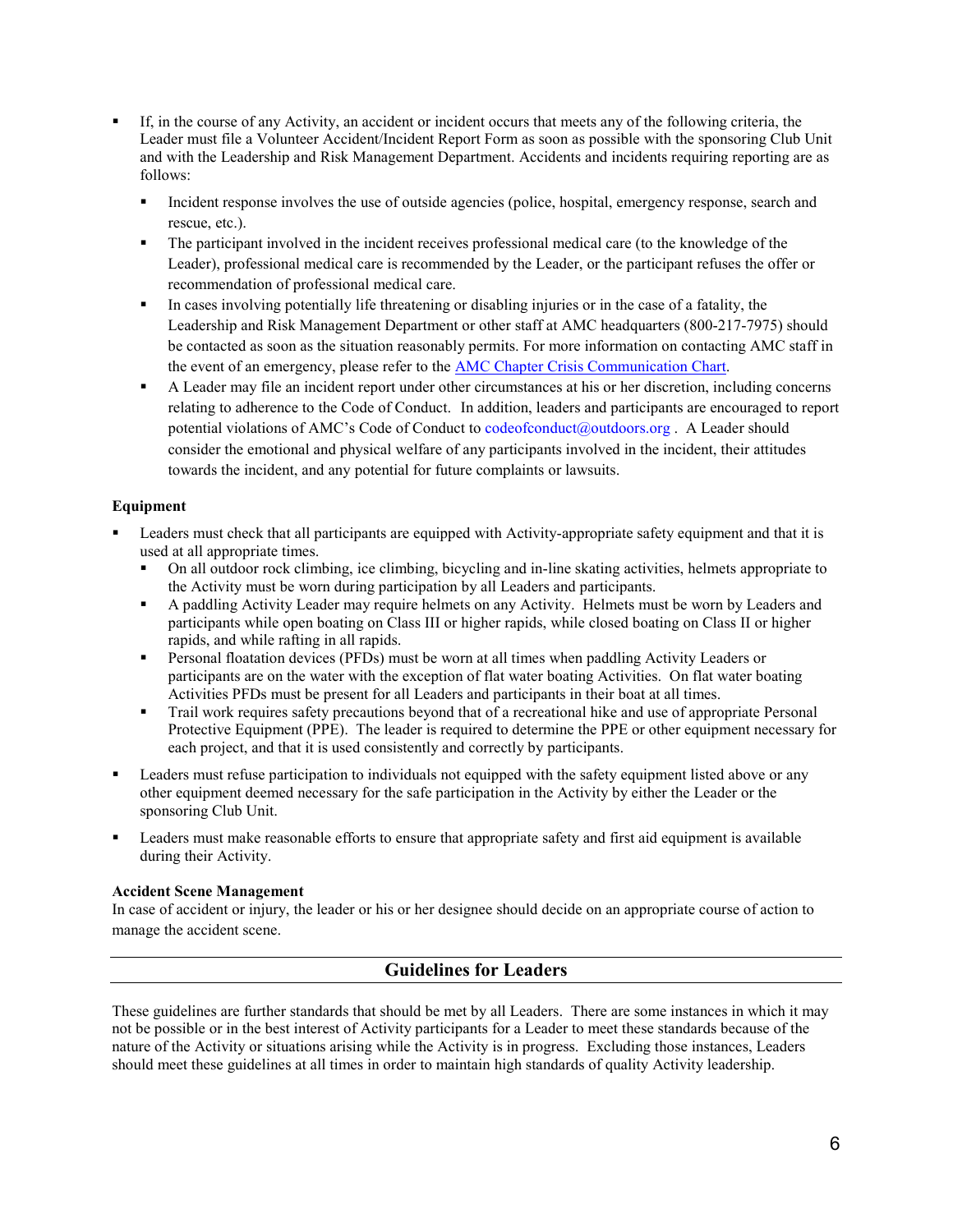- If, in the course of any Activity, an accident or incident occurs that meets any of the following criteria, the Leader must file a Volunteer Accident/Incident Report Form as soon as possible with the sponsoring Club Unit and with the Leadership and Risk Management Department. Accidents and incidents requiring reporting are as follows:
  - Incident response involves the use of outside agencies (police, hospital, emergency response, search and rescue, etc.).
  - The participant involved in the incident receives professional medical care (to the knowledge of the Leader), professional medical care is recommended by the Leader, or the participant refuses the offer or recommendation of professional medical care.
  - In cases involving potentially life threatening or disabling injuries or in the case of a fatality, the Leadership and Risk Management Department or other staff at AMC headquarters (800-217-7975) should be contacted as soon as the situation reasonably permits. For more information on contacting AMC staff in the event of an emergency, please refer to the AMC Chapter Crisis Communication Chart.
  - A Leader may file an incident report under other circumstances at his or her discretion, including concerns relating to adherence to the Code of Conduct. In addition, leaders and participants are encouraged to report potential violations of AMC's Code of Conduct to codeofconduct@outdoors.org . A Leader should consider the emotional and physical welfare of any participants involved in the incident, their attitudes towards the incident, and any potential for future complaints or lawsuits.

**Equipment**

- Leaders must check that all participants are equipped with Activity-appropriate safety equipment and that it is used at all appropriate times.
  - On all outdoor rock climbing, ice climbing, bicycling and in-line skating activities, helmets appropriate to the Activity must be worn during participation by all Leaders and participants.
  - A paddling Activity Leader may require helmets on any Activity. Helmets must be worn by Leaders and participants while open boating on Class III or higher rapids, while closed boating on Class II or higher rapids, and while rafting in all rapids.
  - Personal floatation devices (PFDs) must be worn at all times when paddling Activity Leaders or participants are on the water with the exception of flat water boating Activities. On flat water boating Activities PFDs must be present for all Leaders and participants in their boat at all times.
  - Trail work requires safety precautions beyond that of a recreational hike and use of appropriate Personal Protective Equipment (PPE). The leader is required to determine the PPE or other equipment necessary for each project, and that it is used consistently and correctly by participants.
- Leaders must refuse participation to individuals not equipped with the safety equipment listed above or any other equipment deemed necessary for the safe participation in the Activity by either the Leader or the sponsoring Club Unit.
- Leaders must make reasonable efforts to ensure that appropriate safety and first aid equipment is available during their Activity.

**Accident Scene Management**

In case of accident or injury, the leader or his or her designee should decide on an appropriate course of action to manage the accident scene.

## Guidelines for Leaders

These guidelines are further standards that should be met by all Leaders. There are some instances in which it may not be possible or in the best interest of Activity participants for a Leader to meet these standards because of the nature of the Activity or situations arising while the Activity is in progress. Excluding those instances, Leaders should meet these guidelines at all times in order to maintain high standards of quality Activity leadership.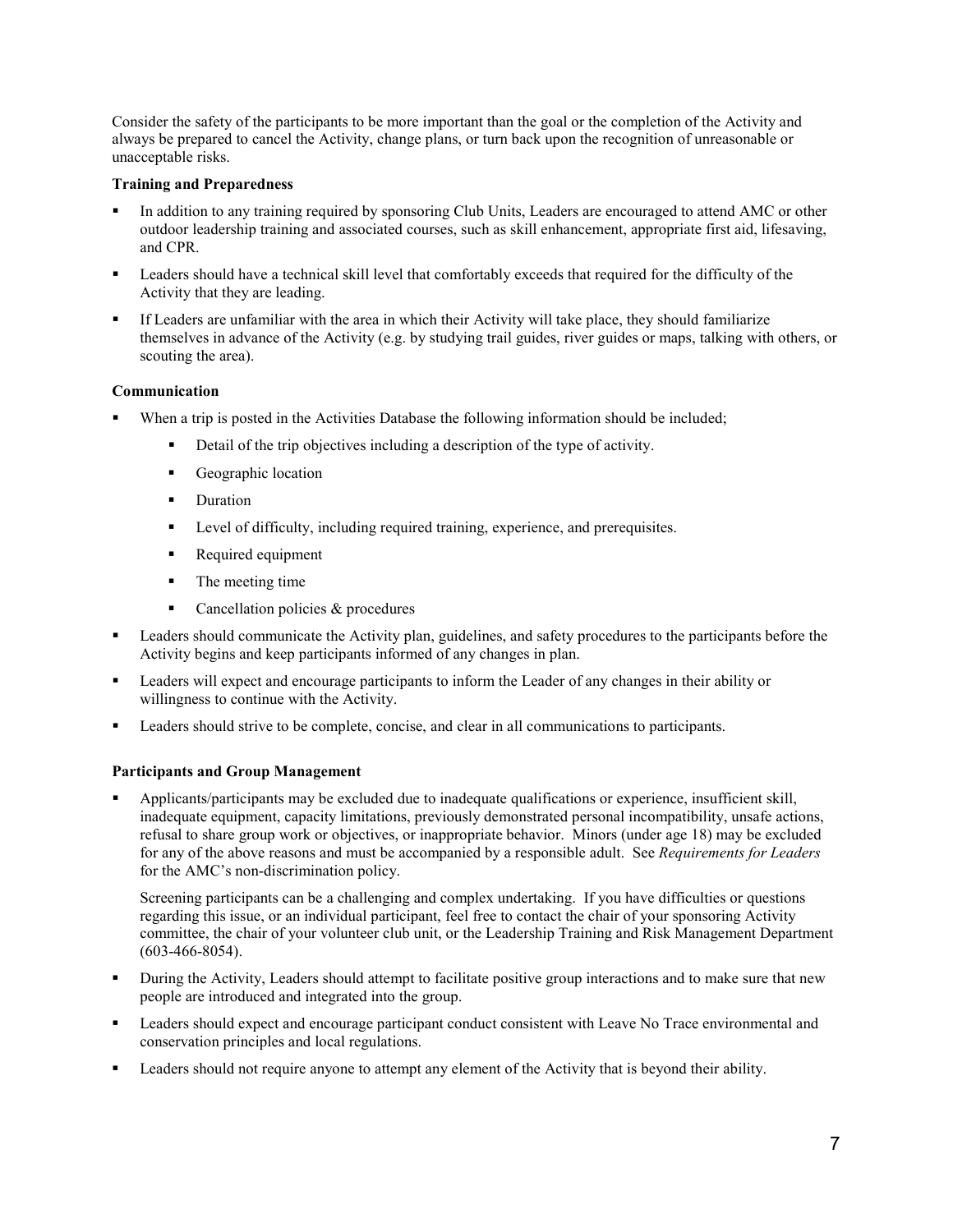Consider the safety of the participants to be more important than the goal or the completion of the Activity and always be prepared to cancel the Activity, change plans, or turn back upon the recognition of unreasonable or unacceptable risks.

**Training and Preparedness**

- In addition to any training required by sponsoring Club Units, Leaders are encouraged to attend AMC or other outdoor leadership training and associated courses, such as skill enhancement, appropriate first aid, lifesaving, and CPR.
- Leaders should have a technical skill level that comfortably exceeds that required for the difficulty of the Activity that they are leading.
- If Leaders are unfamiliar with the area in which their Activity will take place, they should familiarize themselves in advance of the Activity (e.g. by studying trail guides, river guides or maps, talking with others, or scouting the area).

**Communication**

- When a trip is posted in the Activities Database the following information should be included;
    - Detail of the trip objectives including a description of the type of activity.
    - Geographic location
    - Duration
    - Level of difficulty, including required training, experience, and prerequisites.
    - Required equipment
    - The meeting time
    - Cancellation policies & procedures
- Leaders should communicate the Activity plan, guidelines, and safety procedures to the participants before the Activity begins and keep participants informed of any changes in plan.
- Leaders will expect and encourage participants to inform the Leader of any changes in their ability or willingness to continue with the Activity.
- Leaders should strive to be complete, concise, and clear in all communications to participants.

**Participants and Group Management**

- Applicants/participants may be excluded due to inadequate qualifications or experience, insufficient skill, inadequate equipment, capacity limitations, previously demonstrated personal incompatibility, unsafe actions, refusal to share group work or objectives, or inappropriate behavior. Minors (under age 18) may be excluded for any of the above reasons and must be accompanied by a responsible adult. See *Requirements for Leaders* for the AMC's non-discrimination policy.

  Screening participants can be a challenging and complex undertaking. If you have difficulties or questions regarding this issue, or an individual participant, feel free to contact the chair of your sponsoring Activity committee, the chair of your volunteer club unit, or the Leadership Training and Risk Management Department (603-466-8054).
- During the Activity, Leaders should attempt to facilitate positive group interactions and to make sure that new people are introduced and integrated into the group.
- Leaders should expect and encourage participant conduct consistent with Leave No Trace environmental and conservation principles and local regulations.
- Leaders should not require anyone to attempt any element of the Activity that is beyond their ability.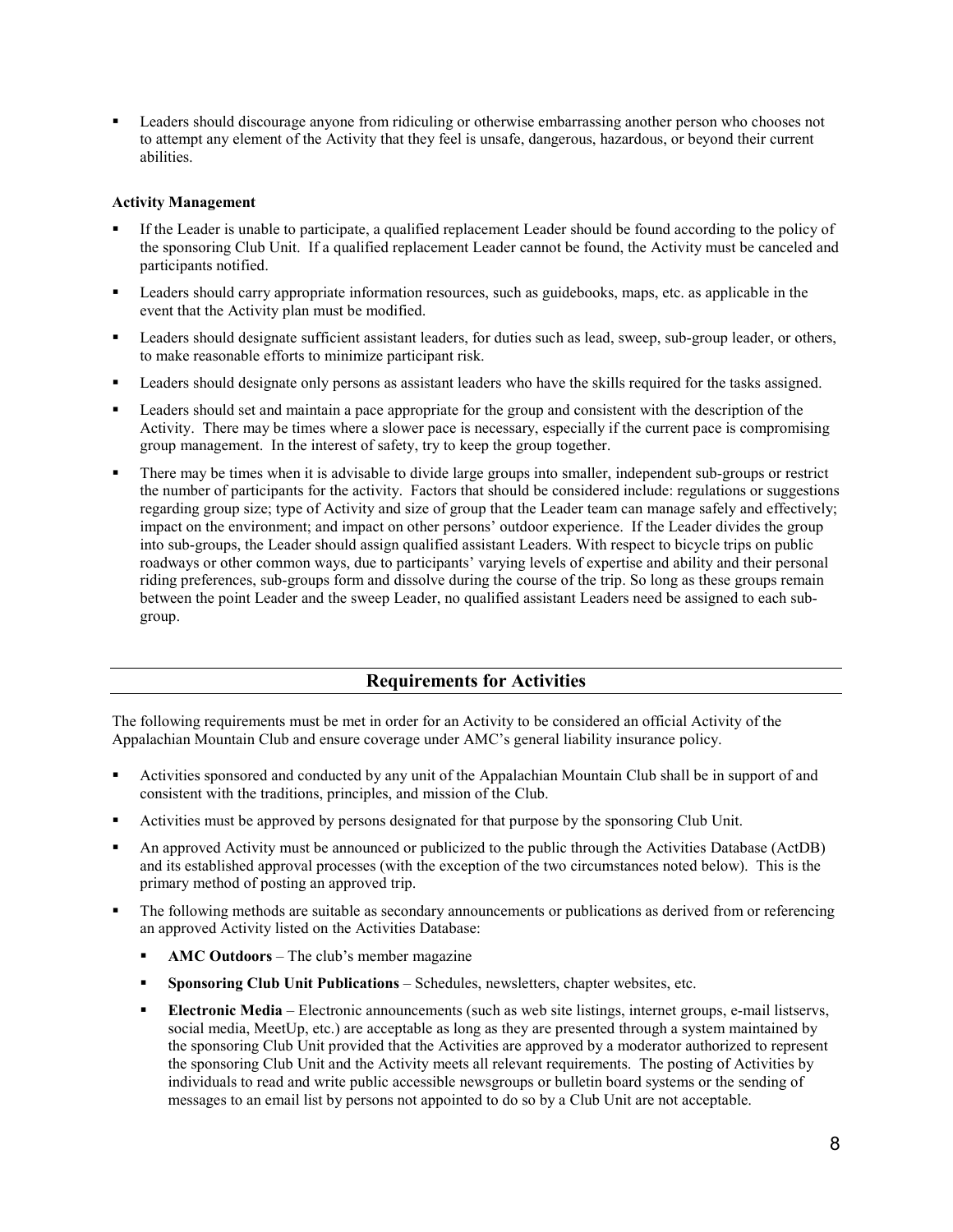- Leaders should discourage anyone from ridiculing or otherwise embarrassing another person who chooses not to attempt any element of the Activity that they feel is unsafe, dangerous, hazardous, or beyond their current abilities.

**Activity Management**

- If the Leader is unable to participate, a qualified replacement Leader should be found according to the policy of the sponsoring Club Unit. If a qualified replacement Leader cannot be found, the Activity must be canceled and participants notified.
- Leaders should carry appropriate information resources, such as guidebooks, maps, etc. as applicable in the event that the Activity plan must be modified.
- Leaders should designate sufficient assistant leaders, for duties such as lead, sweep, sub-group leader, or others, to make reasonable efforts to minimize participant risk.
- Leaders should designate only persons as assistant leaders who have the skills required for the tasks assigned.
- Leaders should set and maintain a pace appropriate for the group and consistent with the description of the Activity. There may be times where a slower pace is necessary, especially if the current pace is compromising group management. In the interest of safety, try to keep the group together.
- There may be times when it is advisable to divide large groups into smaller, independent sub-groups or restrict the number of participants for the activity. Factors that should be considered include: regulations or suggestions regarding group size; type of Activity and size of group that the Leader team can manage safely and effectively; impact on the environment; and impact on other persons' outdoor experience. If the Leader divides the group into sub-groups, the Leader should assign qualified assistant Leaders. With respect to bicycle trips on public roadways or other common ways, due to participants' varying levels of expertise and ability and their personal riding preferences, sub-groups form and dissolve during the course of the trip. So long as these groups remain between the point Leader and the sweep Leader, no qualified assistant Leaders need be assigned to each sub-group.

## Requirements for Activities

The following requirements must be met in order for an Activity to be considered an official Activity of the Appalachian Mountain Club and ensure coverage under AMC's general liability insurance policy.

- Activities sponsored and conducted by any unit of the Appalachian Mountain Club shall be in support of and consistent with the traditions, principles, and mission of the Club.
- Activities must be approved by persons designated for that purpose by the sponsoring Club Unit.
- An approved Activity must be announced or publicized to the public through the Activities Database (ActDB) and its established approval processes (with the exception of the two circumstances noted below). This is the primary method of posting an approved trip.
- The following methods are suitable as secondary announcements or publications as derived from or referencing an approved Activity listed on the Activities Database:
  - **AMC Outdoors** – The club's member magazine
  - **Sponsoring Club Unit Publications** – Schedules, newsletters, chapter websites, etc.
  - **Electronic Media** – Electronic announcements (such as web site listings, internet groups, e-mail listservs, social media, MeetUp, etc.) are acceptable as long as they are presented through a system maintained by the sponsoring Club Unit provided that the Activities are approved by a moderator authorized to represent the sponsoring Club Unit and the Activity meets all relevant requirements. The posting of Activities by individuals to read and write public accessible newsgroups or bulletin board systems or the sending of messages to an email list by persons not appointed to do so by a Club Unit are not acceptable.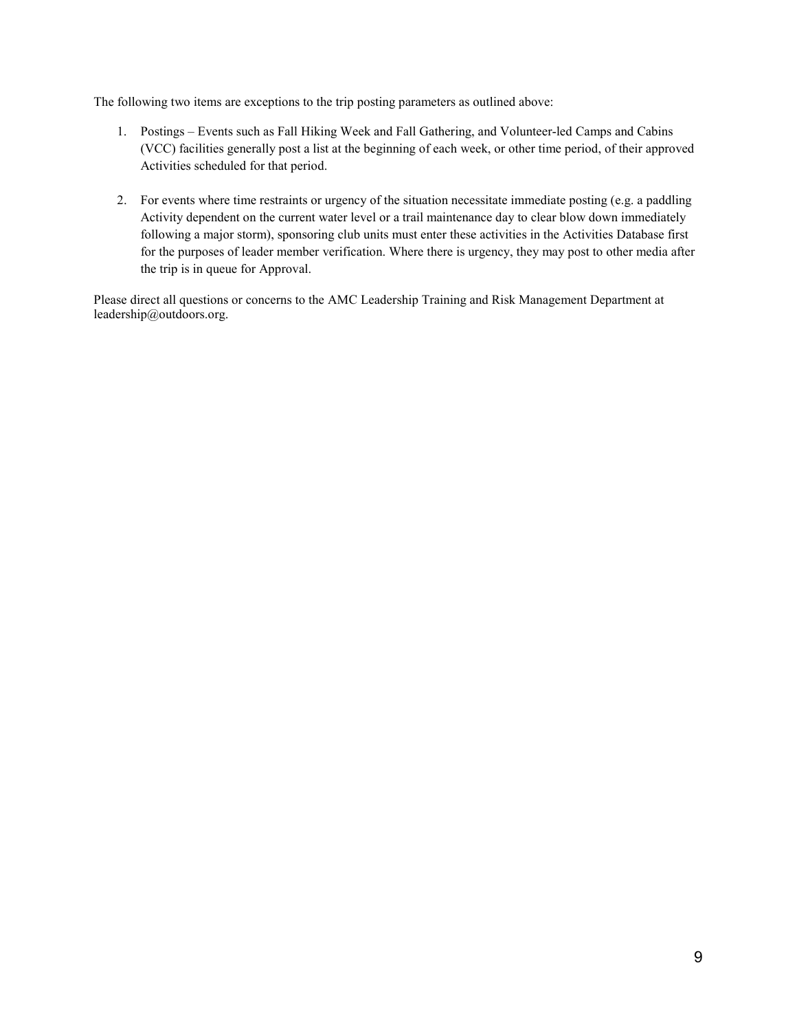The following two items are exceptions to the trip posting parameters as outlined above:

1. Postings – Events such as Fall Hiking Week and Fall Gathering, and Volunteer-led Camps and Cabins (VCC) facilities generally post a list at the beginning of each week, or other time period, of their approved Activities scheduled for that period.

2. For events where time restraints or urgency of the situation necessitate immediate posting (e.g. a paddling Activity dependent on the current water level or a trail maintenance day to clear blow down immediately following a major storm), sponsoring club units must enter these activities in the Activities Database first for the purposes of leader member verification. Where there is urgency, they may post to other media after the trip is in queue for Approval.

Please direct all questions or concerns to the AMC Leadership Training and Risk Management Department at leadership@outdoors.org.